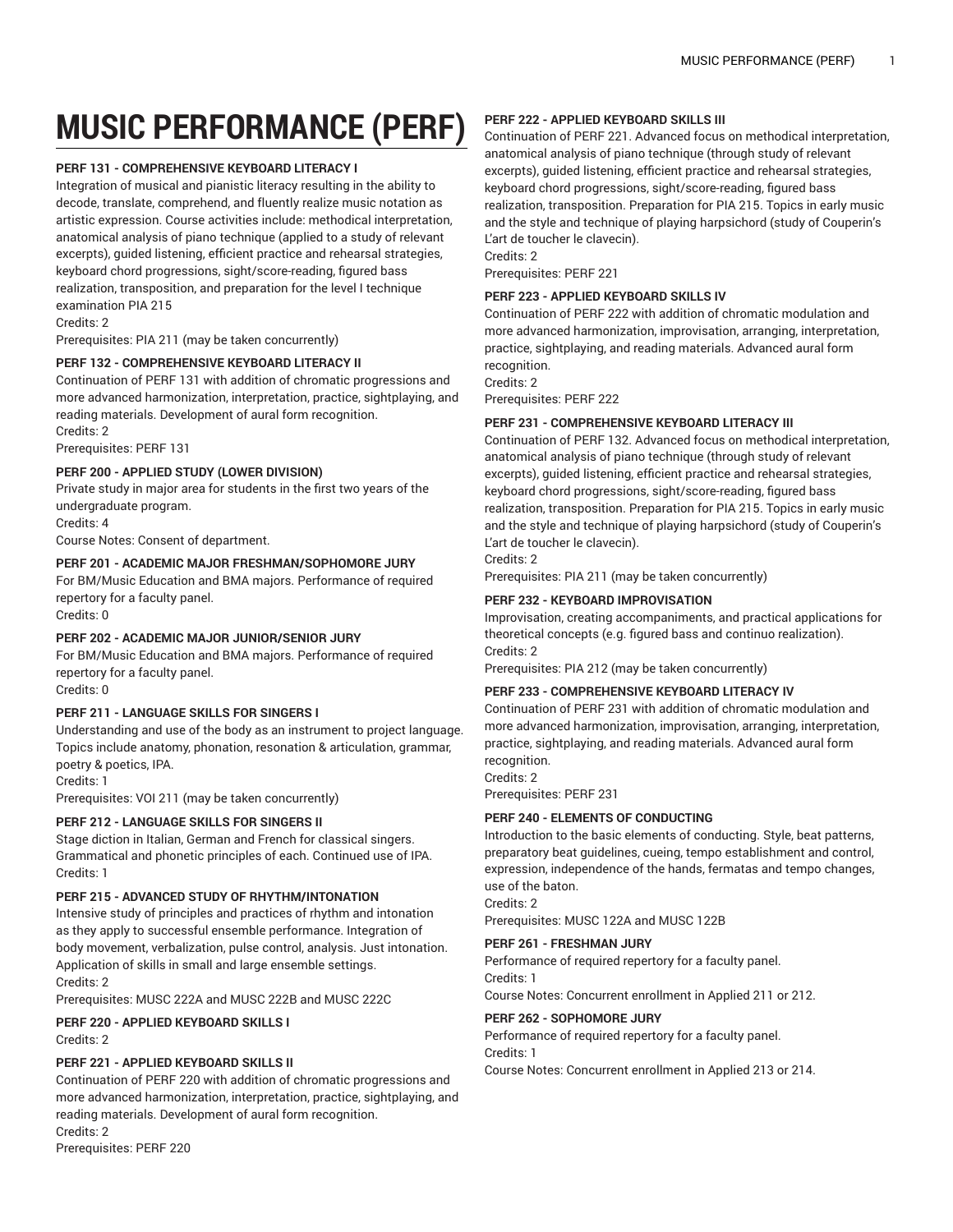# MUSIC PERFORMANCE (PERF)

**PERF 131 - COMPREHENSIVE KEYBOARD LITERACY I**

Integration of musical and pianistic literacy resulting in the ability to decode, translate, comprehend, and fluently realize music notation as artistic expression. Course activities include: methodical interpretation, anatomical analysis of piano technique (applied to a study of relevant excerpts), guided listening, efficient practice and rehearsal strategies, keyboard chord progressions, sight/score-reading, figured bass realization, transposition, and preparation for the level I technique examination PIA 215

Credits: 2

Prerequisites: PIA 211 (may be taken concurrently)

**PERF 132 - COMPREHENSIVE KEYBOARD LITERACY II**

Continuation of PERF 131 with addition of chromatic progressions and more advanced harmonization, interpretation, practice, sightplaying, and reading materials. Development of aural form recognition.

Credits: 2

Prerequisites: PERF 131

**PERF 200 - APPLIED STUDY (LOWER DIVISION)**

Private study in major area for students in the first two years of the undergraduate program.

Credits: 4

Course Notes: Consent of department.

**PERF 201 - ACADEMIC MAJOR FRESHMAN/SOPHOMORE JURY**

For BM/Music Education and BMA majors. Performance of required repertory for a faculty panel.

Credits: 0

**PERF 202 - ACADEMIC MAJOR JUNIOR/SENIOR JURY**

For BM/Music Education and BMA majors. Performance of required repertory for a faculty panel.

Credits: 0

**PERF 211 - LANGUAGE SKILLS FOR SINGERS I**

Understanding and use of the body as an instrument to project language. Topics include anatomy, phonation, resonation & articulation, grammar, poetry & poetics, IPA.

Credits: 1

Prerequisites: VOI 211 (may be taken concurrently)

**PERF 212 - LANGUAGE SKILLS FOR SINGERS II**

Stage diction in Italian, German and French for classical singers. Grammatical and phonetic principles of each. Continued use of IPA.

Credits: 1

**PERF 215 - ADVANCED STUDY OF RHYTHM/INTONATION**

Intensive study of principles and practices of rhythm and intonation as they apply to successful ensemble performance. Integration of body movement, verbalization, pulse control, analysis. Just intonation. Application of skills in small and large ensemble settings.

Credits: 2

Prerequisites: MUSC 222A and MUSC 222B and MUSC 222C

**PERF 220 - APPLIED KEYBOARD SKILLS I**

Credits: 2

**PERF 221 - APPLIED KEYBOARD SKILLS II**

Continuation of PERF 220 with addition of chromatic progressions and more advanced harmonization, interpretation, practice, sightplaying, and reading materials. Development of aural form recognition.

Credits: 2

Prerequisites: PERF 220

**PERF 222 - APPLIED KEYBOARD SKILLS III**

Continuation of PERF 221. Advanced focus on methodical interpretation, anatomical analysis of piano technique (through study of relevant excerpts), guided listening, efficient practice and rehearsal strategies, keyboard chord progressions, sight/score-reading, figured bass realization, transposition. Preparation for PIA 215. Topics in early music and the style and technique of playing harpsichord (study of Couperin's L'art de toucher le clavecin).

Credits: 2

Prerequisites: PERF 221

**PERF 223 - APPLIED KEYBOARD SKILLS IV**

Continuation of PERF 222 with addition of chromatic modulation and more advanced harmonization, improvisation, arranging, interpretation, practice, sightplaying, and reading materials. Advanced aural form recognition.

Credits: 2

Prerequisites: PERF 222

**PERF 231 - COMPREHENSIVE KEYBOARD LITERACY III**

Continuation of PERF 132. Advanced focus on methodical interpretation, anatomical analysis of piano technique (through study of relevant excerpts), guided listening, efficient practice and rehearsal strategies, keyboard chord progressions, sight/score-reading, figured bass realization, transposition. Preparation for PIA 215. Topics in early music and the style and technique of playing harpsichord (study of Couperin's L'art de toucher le clavecin).

Credits: 2

Prerequisites: PIA 211 (may be taken concurrently)

**PERF 232 - KEYBOARD IMPROVISATION**

Improvisation, creating accompaniments, and practical applications for theoretical concepts (e.g. figured bass and continuo realization).

Credits: 2

Prerequisites: PIA 212 (may be taken concurrently)

**PERF 233 - COMPREHENSIVE KEYBOARD LITERACY IV**

Continuation of PERF 231 with addition of chromatic modulation and more advanced harmonization, improvisation, arranging, interpretation, practice, sightplaying, and reading materials. Advanced aural form recognition.

Credits: 2

Prerequisites: PERF 231

**PERF 240 - ELEMENTS OF CONDUCTING**

Introduction to the basic elements of conducting. Style, beat patterns, preparatory beat guidelines, cueing, tempo establishment and control, expression, independence of the hands, fermatas and tempo changes, use of the baton.

Credits: 2

Prerequisites: MUSC 122A and MUSC 122B

**PERF 261 - FRESHMAN JURY**

Performance of required repertory for a faculty panel.

Credits: 1

Course Notes: Concurrent enrollment in Applied 211 or 212.

**PERF 262 - SOPHOMORE JURY**

Performance of required repertory for a faculty panel.

Credits: 1

Course Notes: Concurrent enrollment in Applied 213 or 214.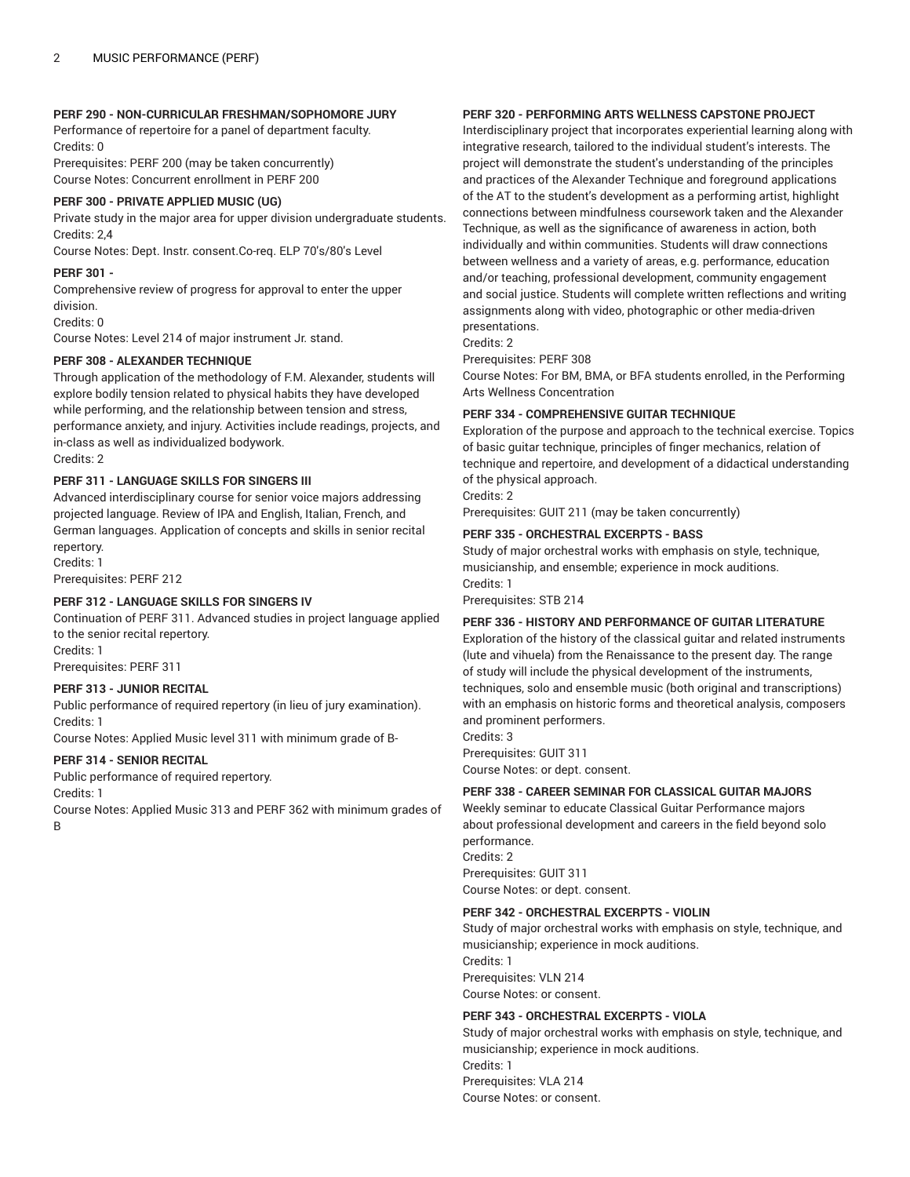### PERF 290 - NON-CURRICULAR FRESHMAN/SOPHOMORE JURY

Performance of repertoire for a panel of department faculty.
Credits: 0
Prerequisites: PERF 200 (may be taken concurrently)
Course Notes: Concurrent enrollment in PERF 200

### PERF 300 - PRIVATE APPLIED MUSIC (UG)

Private study in the major area for upper division undergraduate students.
Credits: 2,4
Course Notes: Dept. Instr. consent.Co-req. ELP 70's/80's Level

### PERF 301 -

Comprehensive review of progress for approval to enter the upper division.
Credits: 0
Course Notes: Level 214 of major instrument Jr. stand.

### PERF 308 - ALEXANDER TECHNIQUE

Through application of the methodology of F.M. Alexander, students will explore bodily tension related to physical habits they have developed while performing, and the relationship between tension and stress, performance anxiety, and injury. Activities include readings, projects, and in-class as well as individualized bodywork.
Credits: 2

### PERF 311 - LANGUAGE SKILLS FOR SINGERS III

Advanced interdisciplinary course for senior voice majors addressing projected language. Review of IPA and English, Italian, French, and German languages. Application of concepts and skills in senior recital repertory.
Credits: 1
Prerequisites: PERF 212

### PERF 312 - LANGUAGE SKILLS FOR SINGERS IV

Continuation of PERF 311. Advanced studies in project language applied to the senior recital repertory.
Credits: 1
Prerequisites: PERF 311

### PERF 313 - JUNIOR RECITAL

Public performance of required repertory (in lieu of jury examination).
Credits: 1
Course Notes: Applied Music level 311 with minimum grade of B-

### PERF 314 - SENIOR RECITAL

Public performance of required repertory.
Credits: 1
Course Notes: Applied Music 313 and PERF 362 with minimum grades of B

### PERF 320 - PERFORMING ARTS WELLNESS CAPSTONE PROJECT

Interdisciplinary project that incorporates experiential learning along with integrative research, tailored to the individual student's interests. The project will demonstrate the student's understanding of the principles and practices of the Alexander Technique and foreground applications of the AT to the student's development as a performing artist, highlight connections between mindfulness coursework taken and the Alexander Technique, as well as the significance of awareness in action, both individually and within communities. Students will draw connections between wellness and a variety of areas, e.g. performance, education and/or teaching, professional development, community engagement and social justice. Students will complete written reflections and writing assignments along with video, photographic or other media-driven presentations.
Credits: 2
Prerequisites: PERF 308
Course Notes: For BM, BMA, or BFA students enrolled, in the Performing Arts Wellness Concentration

### PERF 334 - COMPREHENSIVE GUITAR TECHNIQUE

Exploration of the purpose and approach to the technical exercise. Topics of basic guitar technique, principles of finger mechanics, relation of technique and repertoire, and development of a didactical understanding of the physical approach.
Credits: 2
Prerequisites: GUIT 211 (may be taken concurrently)

### PERF 335 - ORCHESTRAL EXCERPTS - BASS

Study of major orchestral works with emphasis on style, technique, musicianship, and ensemble; experience in mock auditions.
Credits: 1
Prerequisites: STB 214

### PERF 336 - HISTORY AND PERFORMANCE OF GUITAR LITERATURE

Exploration of the history of the classical guitar and related instruments (lute and vihuela) from the Renaissance to the present day. The range of study will include the physical development of the instruments, techniques, solo and ensemble music (both original and transcriptions) with an emphasis on historic forms and theoretical analysis, composers and prominent performers.
Credits: 3
Prerequisites: GUIT 311
Course Notes: or dept. consent.

### PERF 338 - CAREER SEMINAR FOR CLASSICAL GUITAR MAJORS

Weekly seminar to educate Classical Guitar Performance majors about professional development and careers in the field beyond solo performance.
Credits: 2
Prerequisites: GUIT 311
Course Notes: or dept. consent.

### PERF 342 - ORCHESTRAL EXCERPTS - VIOLIN

Study of major orchestral works with emphasis on style, technique, and musicianship; experience in mock auditions.
Credits: 1
Prerequisites: VLN 214
Course Notes: or consent.

### PERF 343 - ORCHESTRAL EXCERPTS - VIOLA

Study of major orchestral works with emphasis on style, technique, and musicianship; experience in mock auditions.
Credits: 1
Prerequisites: VLA 214
Course Notes: or consent.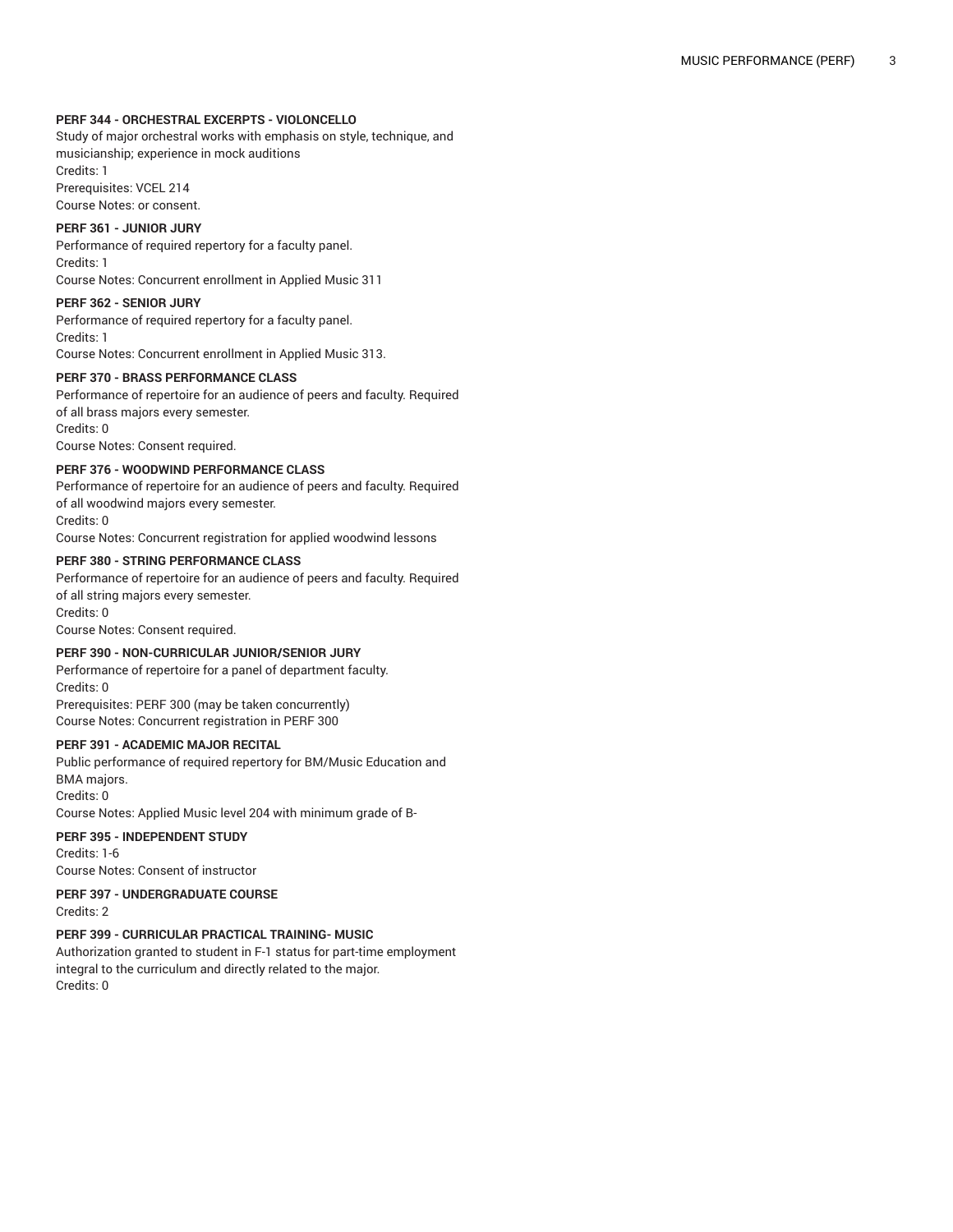**PERF 344 - ORCHESTRAL EXCERPTS - VIOLONCELLO**

Study of major orchestral works with emphasis on style, technique, and musicianship; experience in mock auditions
Credits: 1
Prerequisites: VCEL 214
Course Notes: or consent.

**PERF 361 - JUNIOR JURY**

Performance of required repertory for a faculty panel.
Credits: 1
Course Notes: Concurrent enrollment in Applied Music 311

**PERF 362 - SENIOR JURY**

Performance of required repertory for a faculty panel.
Credits: 1
Course Notes: Concurrent enrollment in Applied Music 313.

**PERF 370 - BRASS PERFORMANCE CLASS**

Performance of repertoire for an audience of peers and faculty. Required of all brass majors every semester.
Credits: 0
Course Notes: Consent required.

**PERF 376 - WOODWIND PERFORMANCE CLASS**

Performance of repertoire for an audience of peers and faculty. Required of all woodwind majors every semester.
Credits: 0
Course Notes: Concurrent registration for applied woodwind lessons

**PERF 380 - STRING PERFORMANCE CLASS**

Performance of repertoire for an audience of peers and faculty. Required of all string majors every semester.
Credits: 0
Course Notes: Consent required.

**PERF 390 - NON-CURRICULAR JUNIOR/SENIOR JURY**

Performance of repertoire for a panel of department faculty.
Credits: 0
Prerequisites: PERF 300 (may be taken concurrently)
Course Notes: Concurrent registration in PERF 300

**PERF 391 - ACADEMIC MAJOR RECITAL**

Public performance of required repertory for BM/Music Education and BMA majors.
Credits: 0
Course Notes: Applied Music level 204 with minimum grade of B-

**PERF 395 - INDEPENDENT STUDY**

Credits: 1-6
Course Notes: Consent of instructor

**PERF 397 - UNDERGRADUATE COURSE**

Credits: 2

**PERF 399 - CURRICULAR PRACTICAL TRAINING- MUSIC**

Authorization granted to student in F-1 status for part-time employment integral to the curriculum and directly related to the major.
Credits: 0